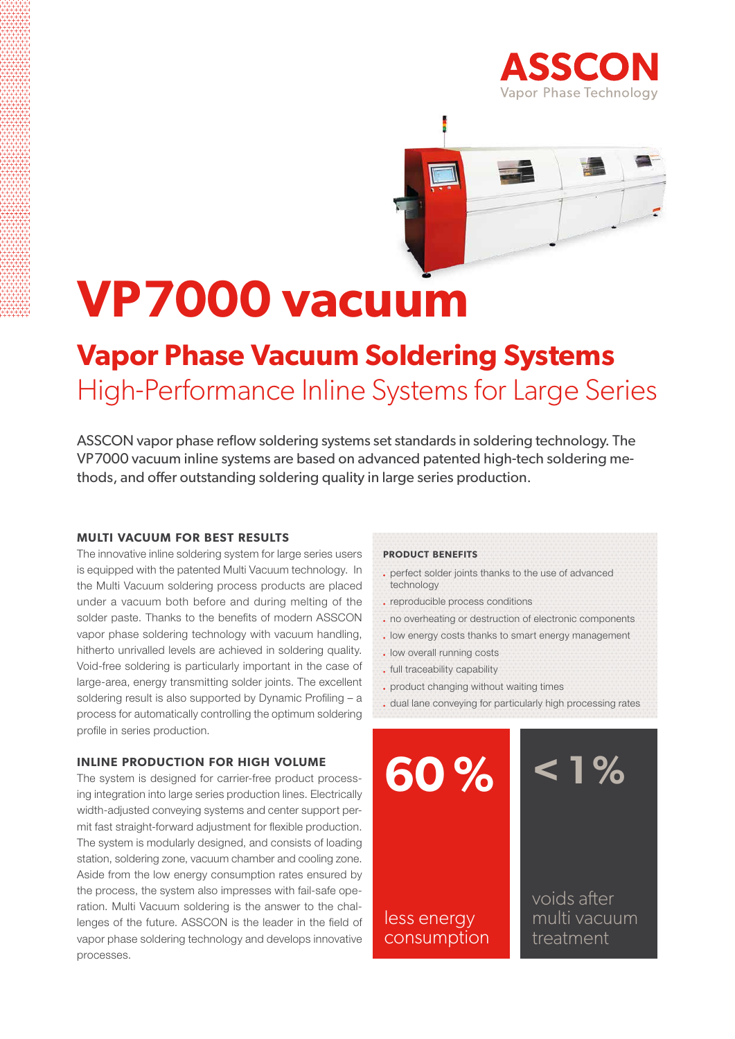ASSCON
Vapor Phase Technology

# VP7000 vacuum

## Vapor Phase Vacuum Soldering Systems
High-Performance Inline Systems for Large Series

ASSCON vapor phase reflow soldering systems set standards in soldering technology. The VP7000 vacuum inline systems are based on advanced patented high-tech soldering methods, and offer outstanding soldering quality in large series production.

### MULTI VACUUM FOR BEST RESULTS

The innovative inline soldering system for large series users is equipped with the patented Multi Vacuum technology. In the Multi Vacuum soldering process products are placed under a vacuum both before and during melting of the solder paste. Thanks to the benefits of modern ASSCON vapor phase soldering technology with vacuum handling, hitherto unrivalled levels are achieved in soldering quality. Void-free soldering is particularly important in the case of large-area, energy transmitting solder joints. The excellent soldering result is also supported by Dynamic Profiling – a process for automatically controlling the optimum soldering profile in series production.

### INLINE PRODUCTION FOR HIGH VOLUME

The system is designed for carrier-free product processing integration into large series production lines. Electrically width-adjusted conveying systems and center support permit fast straight-forward adjustment for flexible production. The system is modularly designed, and consists of loading station, soldering zone, vacuum chamber and cooling zone. Aside from the low energy consumption rates ensured by the process, the system also impresses with fail-safe operation. Multi Vacuum soldering is the answer to the challenges of the future. ASSCON is the leader in the field of vapor phase soldering technology and develops innovative processes.

### PRODUCT BENEFITS

- perfect solder joints thanks to the use of advanced technology
- reproducible process conditions
- no overheating or destruction of electronic components
- low energy costs thanks to smart energy management
- low overall running costs
- full traceability capability
- product changing without waiting times
- dual lane conveying for particularly high processing rates

**60 %**
less energy consumption

**< 1 %**
voids after multi vacuum treatment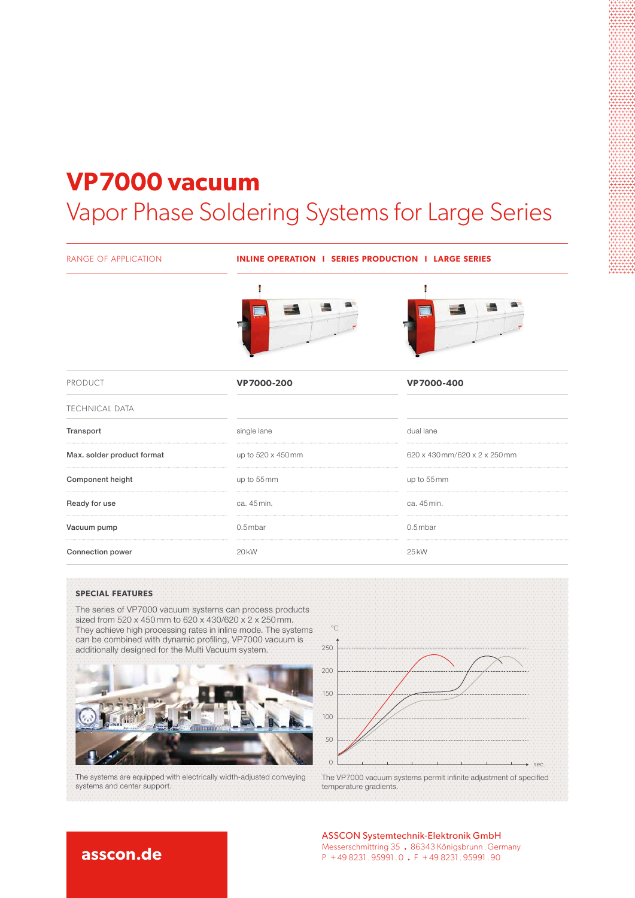# VP7000 vacuum

## Vapor Phase Soldering Systems for Large Series

| RANGE OF APPLICATION | INLINE OPERATION I SERIES PRODUCTION I LARGE SERIES | |
|---|---|---|
| PRODUCT | **VP7000-200** | **VP7000-400** |
| TECHNICAL DATA | | |
| **Transport** | single lane | dual lane |
| **Max. solder product format** | up to 520 x 450 mm | 620 x 430 mm/620 x 2 x 250 mm |
| **Component height** | up to 55 mm | up to 55 mm |
| **Ready for use** | ca. 45 min. | ca. 45 min. |
| **Vacuum pump** | 0.5 mbar | 0.5 mbar |
| **Connection power** | 20 kW | 25 kW |

### SPECIAL FEATURES

The series of VP7000 vacuum systems can process products sized from 520 x 450 mm to 620 x 430/620 x 2 x 250 mm. They achieve high processing rates in inline mode. The systems can be combined with dynamic profiling, VP7000 vacuum is additionally designed for the Multi Vacuum system.

The systems are equipped with electrically width-adjusted conveying systems and center support.

°C
250
200
150
100
50
0
sec.

The VP7000 vacuum systems permit infinite adjustment of specified temperature gradients.

**asscon.de**

ASSCON Systemtechnik-Elektronik GmbH
Messerschmittring 35 . 86343 Königsbrunn . Germany
P +49 8231 . 95991 . 0 . F +49 8231 . 95991 . 90